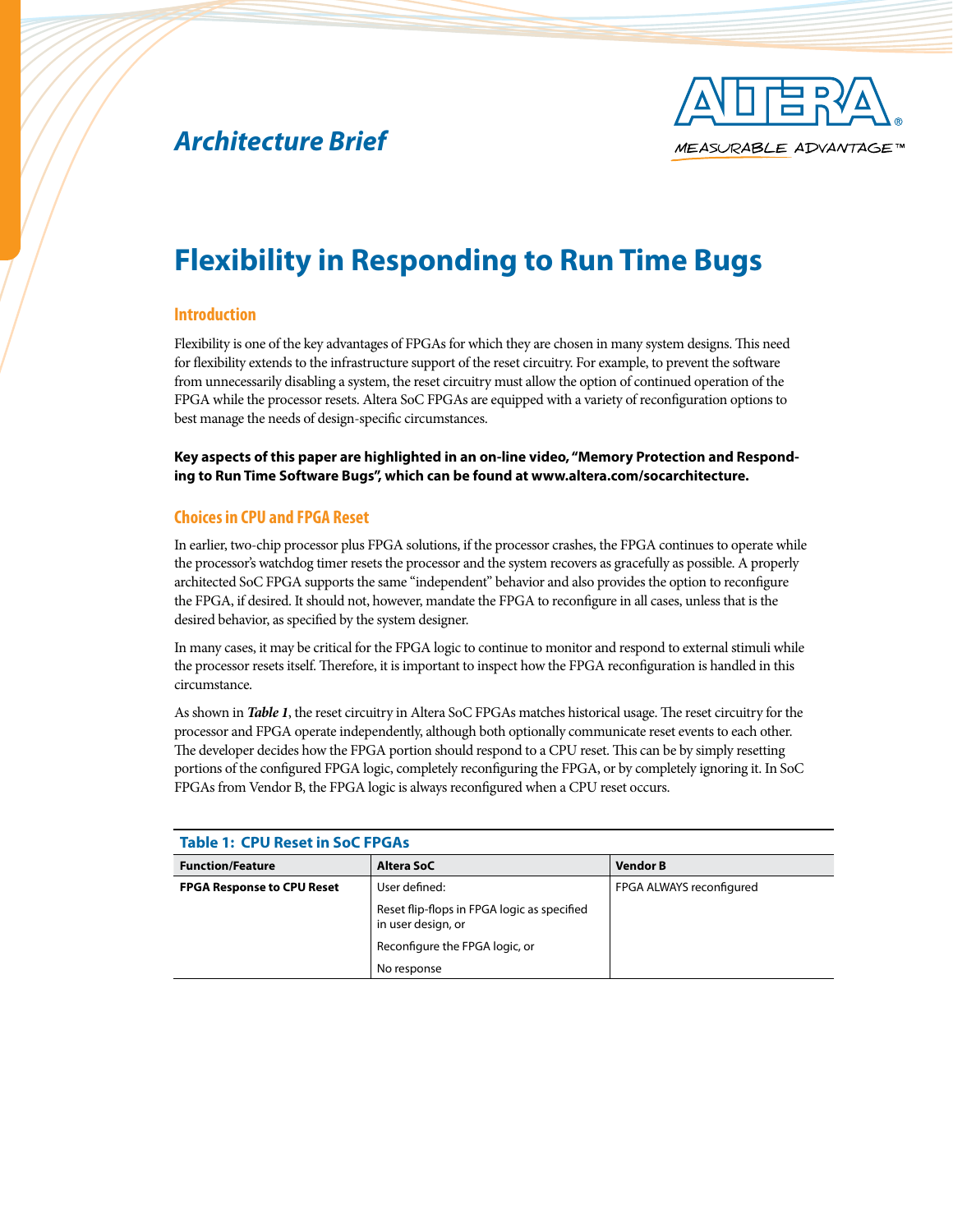*Architecture Brief*

# Flexibility in Responding to Run Time Bugs

## Introduction

Flexibility is one of the key advantages of FPGAs for which they are chosen in many system designs. This need for flexibility extends to the infrastructure support of the reset circuitry. For example, to prevent the software from unnecessarily disabling a system, the reset circuitry must allow the option of continued operation of the FPGA while the processor resets. Altera SoC FPGAs are equipped with a variety of reconfiguration options to best manage the needs of design-specific circumstances.

**Key aspects of this paper are highlighted in an on-line video, "Memory Protection and Responding to Run Time Software Bugs", which can be found at www.altera.com/socarchitecture.**

## Choices in CPU and FPGA Reset

In earlier, two-chip processor plus FPGA solutions, if the processor crashes, the FPGA continues to operate while the processor's watchdog timer resets the processor and the system recovers as gracefully as possible. A properly architected SoC FPGA supports the same "independent" behavior and also provides the option to reconfigure the FPGA, if desired. It should not, however, mandate the FPGA to reconfigure in all cases, unless that is the desired behavior, as specified by the system designer.

In many cases, it may be critical for the FPGA logic to continue to monitor and respond to external stimuli while the processor resets itself. Therefore, it is important to inspect how the FPGA reconfiguration is handled in this circumstance.

As shown in ***Table 1***, the reset circuitry in Altera SoC FPGAs matches historical usage. The reset circuitry for the processor and FPGA operate independently, although both optionally communicate reset events to each other. The developer decides how the FPGA portion should respond to a CPU reset. This can be by simply resetting portions of the configured FPGA logic, completely reconfiguring the FPGA, or by completely ignoring it. In SoC FPGAs from Vendor B, the FPGA logic is always reconfigured when a CPU reset occurs.

**Table 1: CPU Reset in SoC FPGAs**

| Function/Feature | Altera SoC | Vendor B |
|---|---|---|
| **FPGA Response to CPU Reset** | User defined:<br>Reset flip-flops in FPGA logic as specified in user design, or<br>Reconfigure the FPGA logic, or<br>No response | FPGA ALWAYS reconfigured |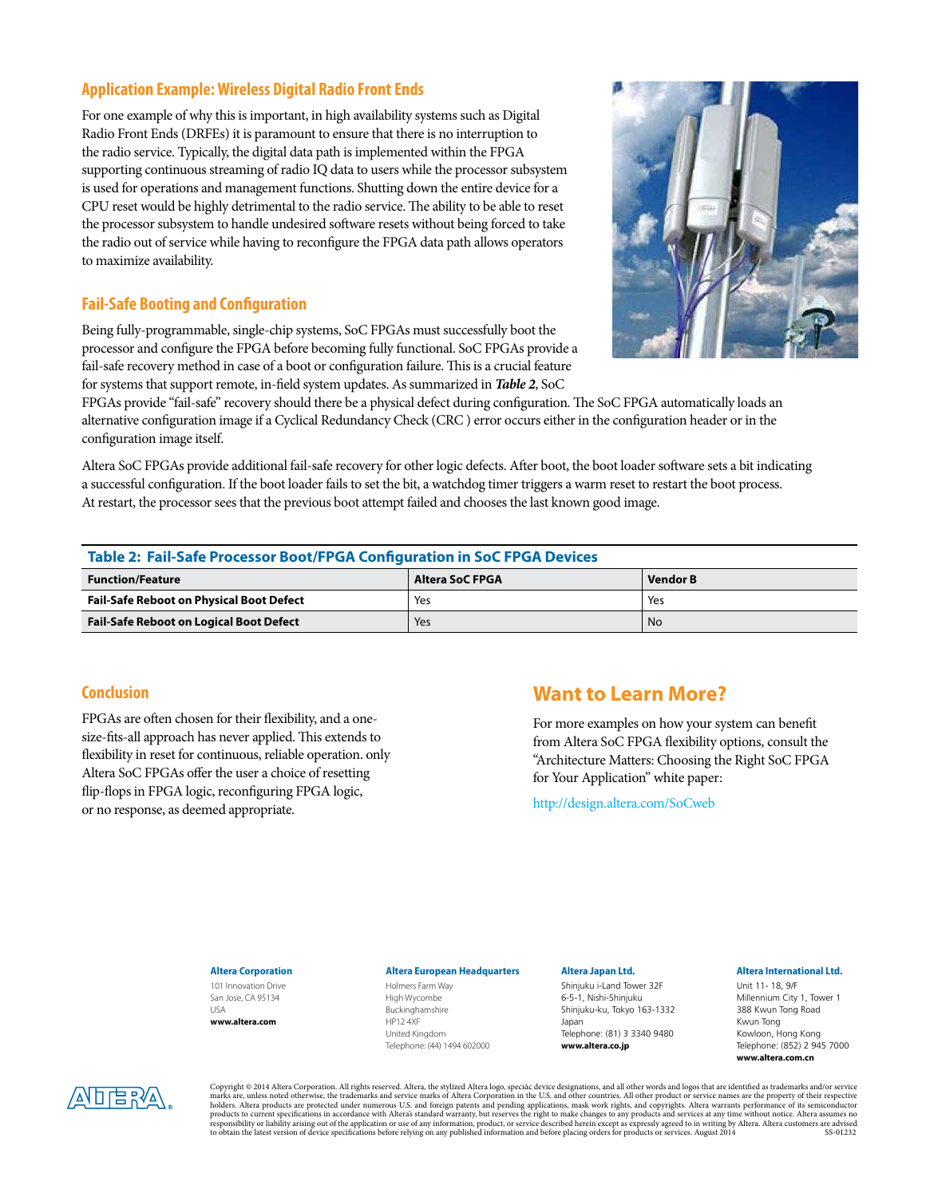## Application Example: Wireless Digital Radio Front Ends

For one example of why this is important, in high availability systems such as Digital Radio Front Ends (DRFEs) it is paramount to ensure that there is no interruption to the radio service. Typically, the digital data path is implemented within the FPGA supporting continuous streaming of radio IQ data to users while the processor subsystem is used for operations and management functions. Shutting down the entire device for a CPU reset would be highly detrimental to the radio service. The ability to be able to reset the processor subsystem to handle undesired software resets without being forced to take the radio out of service while having to reconfigure the FPGA data path allows operators to maximize availability.

## Fail-Safe Booting and Configuration

Being fully-programmable, single-chip systems, SoC FPGAs must successfully boot the processor and configure the FPGA before becoming fully functional. SoC FPGAs provide a fail-safe recovery method in case of a boot or configuration failure. This is a crucial feature for systems that support remote, in-field system updates. As summarized in ***Table 2***, SoC FPGAs provide "fail-safe" recovery should there be a physical defect during configuration. The SoC FPGA automatically loads an alternative configuration image if a Cyclical Redundancy Check (CRC ) error occurs either in the configuration header or in the configuration image itself.

Altera SoC FPGAs provide additional fail-safe recovery for other logic defects. After boot, the boot loader software sets a bit indicating a successful configuration. If the boot loader fails to set the bit, a watchdog timer triggers a warm reset to restart the boot process. At restart, the processor sees that the previous boot attempt failed and chooses the last known good image.

**Table 2: Fail-Safe Processor Boot/FPGA Configuration in SoC FPGA Devices**

| Function/Feature | Altera SoC FPGA | Vendor B |
|---|---|---|
| **Fail-Safe Reboot on Physical Boot Defect** | Yes | Yes |
| **Fail-Safe Reboot on Logical Boot Defect** | Yes | No |

## Conclusion

FPGAs are often chosen for their flexibility, and a one-size-fits-all approach has never applied. This extends to flexibility in reset for continuous, reliable operation. only Altera SoC FPGAs offer the user a choice of resetting flip-flops in FPGA logic, reconfiguring FPGA logic, or no response, as deemed appropriate.

## Want to Learn More?

For more examples on how your system can benefit from Altera SoC FPGA flexibility options, consult the "Architecture Matters: Choosing the Right SoC FPGA for Your Application" white paper:

http://design.altera.com/SoCweb

**Altera Corporation**
101 Innovation Drive
San Jose, CA 95134
USA
**www.altera.com**

**Altera European Headquarters**
Holmers Farm Way
High Wycombe
Buckinghamshire
HP12 4XF
United Kingdom
Telephone: (44) 1494 602000

**Altera Japan Ltd.**
Shinjuku i-Land Tower 32F
6-5-1, Nishi-Shinjuku
Shinjuku-ku, Tokyo 163-1332
Japan
Telephone: (81) 3 3340 9480
**www.altera.co.jp**

**Altera International Ltd.**
Unit 11- 18, 9/F
Millennium City 1, Tower 1
388 Kwun Tong Road
Kwun Tong
Kowloon, Hong Kong
Telephone: (852) 2 945 7000
**www.altera.com.cn**

Copyright © 2014 Altera Corporation. All rights reserved. Altera, the stylized Altera logo, specific device designations, and all other words and logos that are identified as trademarks and/or service marks are, unless noted otherwise, the trademarks and service marks of Altera Corporation in the U.S. and other countries. All other product or service names are the property of their respective holders. Altera products are protected under numerous U.S. and foreign patents and pending applications, mask work rights, and copyrights. Altera warrants performance of its semiconductor products to current specifications in accordance with Altera's standard warranty, but reserves the right to make changes to any products and services at any time without notice. Altera assumes no responsibility or liability arising out of the application or use of any information, product, or service described herein except as expressly agreed to in writing by Altera. Altera customers are advised to obtain the latest version of device specifications before relying on any published information and before placing orders for products or services. August 2014 SS-01232